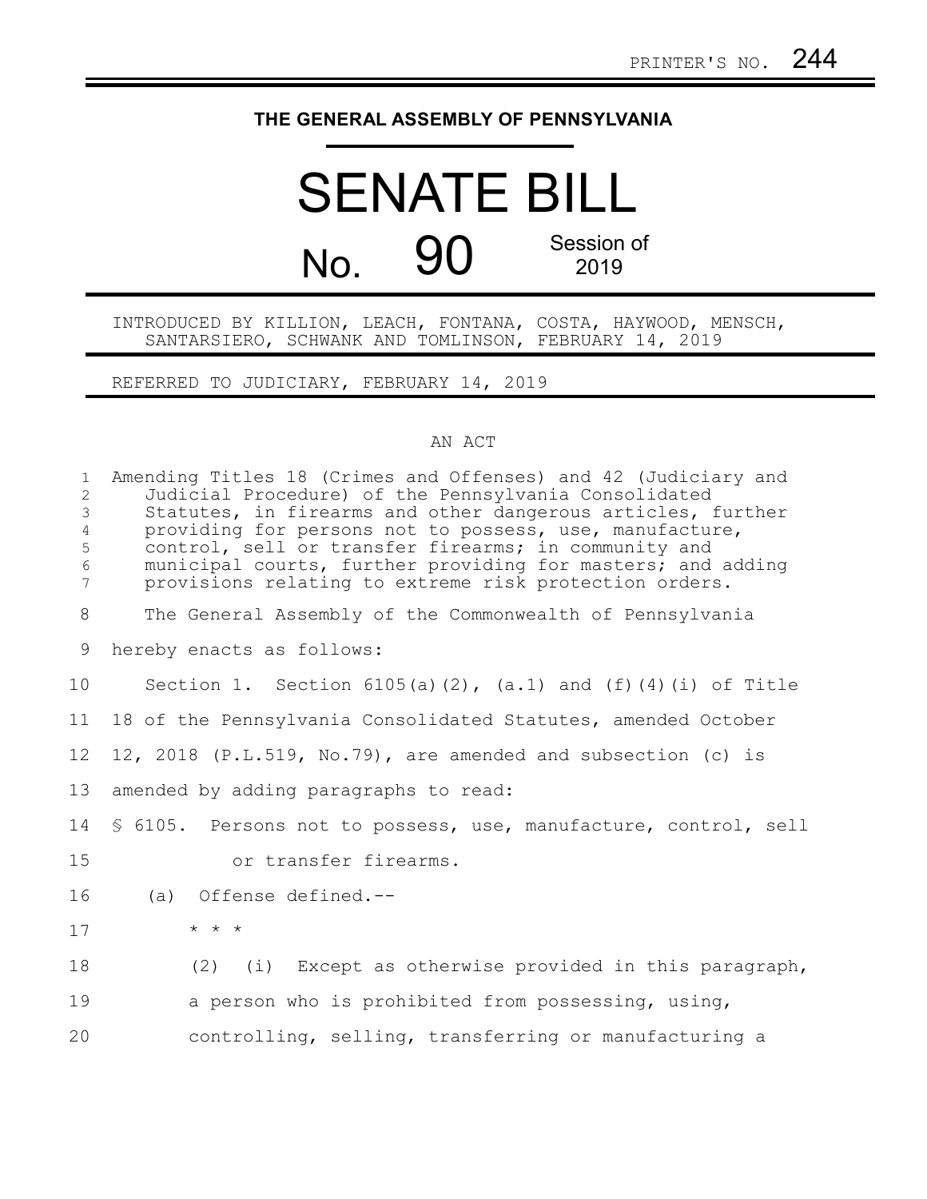PRINTER'S NO. 244

THE GENERAL ASSEMBLY OF PENNSYLVANIA

# SENATE BILL

# No. 90

Session of 2019

INTRODUCED BY KILLION, LEACH, FONTANA, COSTA, HAYWOOD, MENSCH, SANTARSIERO, SCHWANK AND TOMLINSON, FEBRUARY 14, 2019

REFERRED TO JUDICIARY, FEBRUARY 14, 2019

AN ACT

Amending Titles 18 (Crimes and Offenses) and 42 (Judiciary and Judicial Procedure) of the Pennsylvania Consolidated Statutes, in firearms and other dangerous articles, further providing for persons not to possess, use, manufacture, control, sell or transfer firearms; in community and municipal courts, further providing for masters; and adding provisions relating to extreme risk protection orders.

The General Assembly of the Commonwealth of Pennsylvania hereby enacts as follows:

Section 1. Section 6105(a)(2), (a.1) and (f)(4)(i) of Title 18 of the Pennsylvania Consolidated Statutes, amended October 12, 2018 (P.L.519, No.79), are amended and subsection (c) is amended by adding paragraphs to read:

§ 6105. Persons not to possess, use, manufacture, control, sell or transfer firearms.

(a) Offense defined.--

* * *

(2) (i) Except as otherwise provided in this paragraph, a person who is prohibited from possessing, using, controlling, selling, transferring or manufacturing a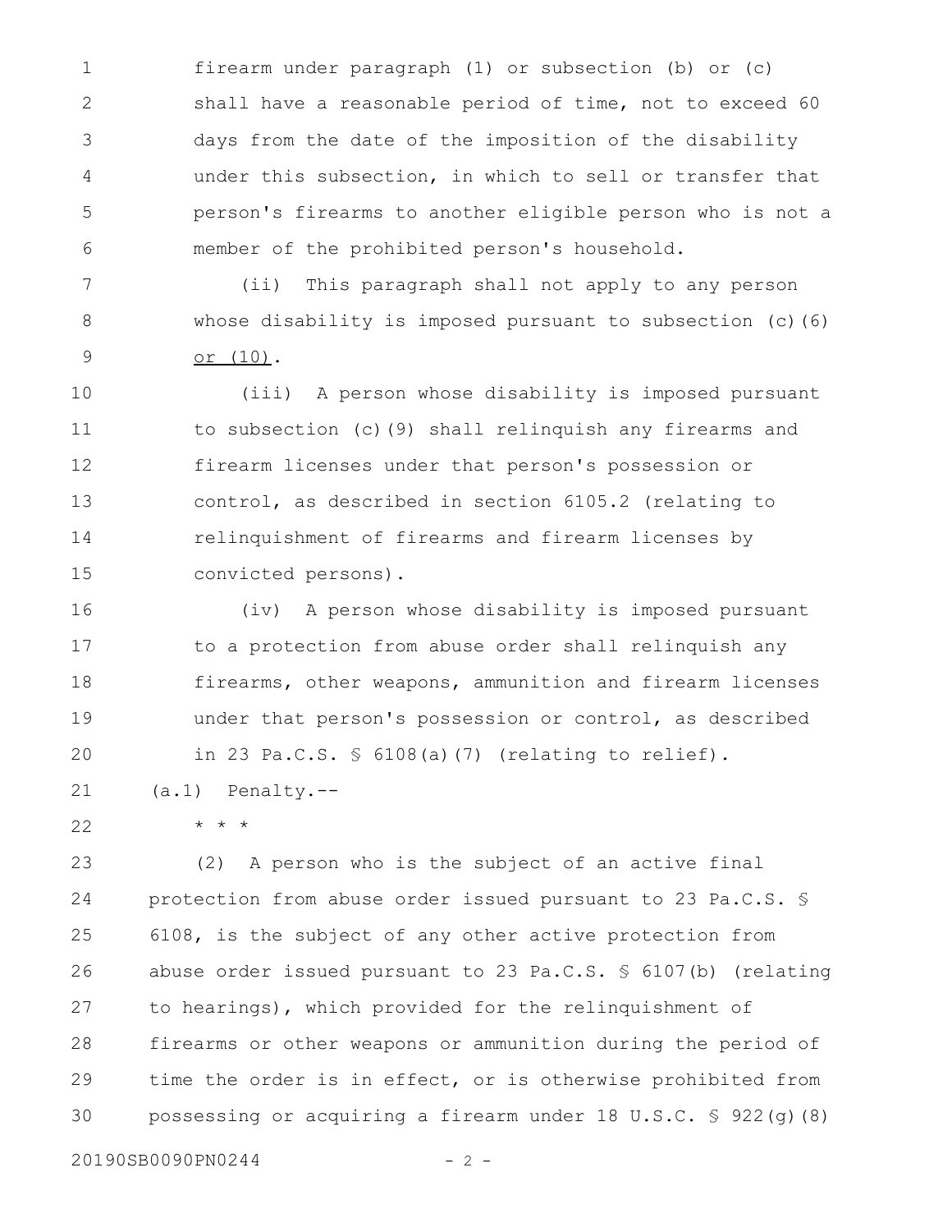firearm under paragraph (1) or subsection (b) or (c) shall have a reasonable period of time, not to exceed 60 days from the date of the imposition of the disability under this subsection, in which to sell or transfer that person's firearms to another eligible person who is not a member of the prohibited person's household.

(ii) This paragraph shall not apply to any person whose disability is imposed pursuant to subsection (c)(6) <u>or (10)</u>.

(iii) A person whose disability is imposed pursuant to subsection (c)(9) shall relinquish any firearms and firearm licenses under that person's possession or control, as described in section 6105.2 (relating to relinquishment of firearms and firearm licenses by convicted persons).

(iv) A person whose disability is imposed pursuant to a protection from abuse order shall relinquish any firearms, other weapons, ammunition and firearm licenses under that person's possession or control, as described in 23 Pa.C.S. § 6108(a)(7) (relating to relief).

(a.1) Penalty.--

\* \* \*

(2) A person who is the subject of an active final protection from abuse order issued pursuant to 23 Pa.C.S. § 6108, is the subject of any other active protection from abuse order issued pursuant to 23 Pa.C.S. § 6107(b) (relating to hearings), which provided for the relinquishment of firearms or other weapons or ammunition during the period of time the order is in effect, or is otherwise prohibited from possessing or acquiring a firearm under 18 U.S.C. § 922(g)(8)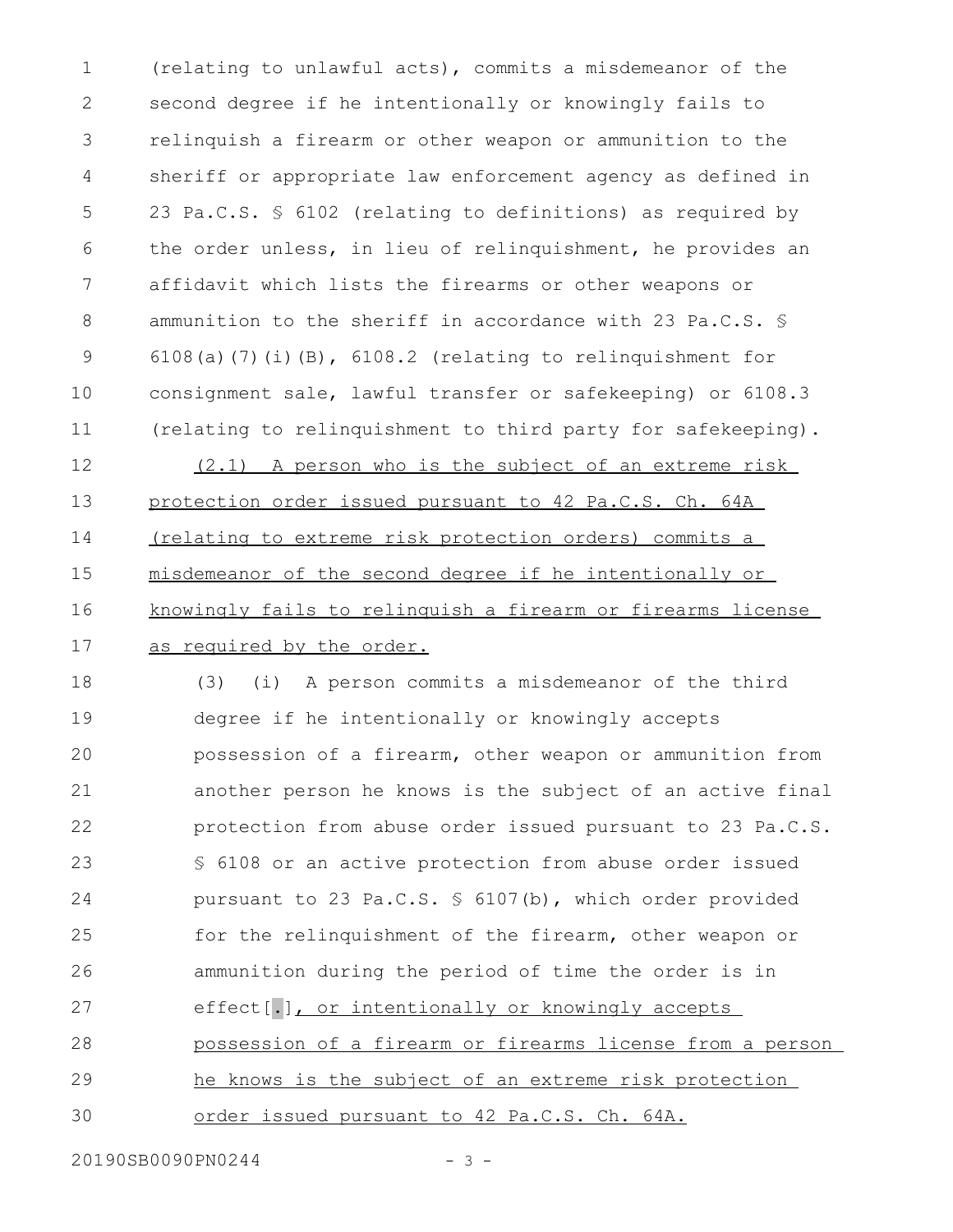(relating to unlawful acts), commits a misdemeanor of the second degree if he intentionally or knowingly fails to relinquish a firearm or other weapon or ammunition to the sheriff or appropriate law enforcement agency as defined in 23 Pa.C.S. § 6102 (relating to definitions) as required by the order unless, in lieu of relinquishment, he provides an affidavit which lists the firearms or other weapons or ammunition to the sheriff in accordance with 23 Pa.C.S. § 6108(a)(7)(i)(B), 6108.2 (relating to relinquishment for consignment sale, lawful transfer or safekeeping) or 6108.3 (relating to relinquishment to third party for safekeeping).

<u>(2.1) A person who is the subject of an extreme risk protection order issued pursuant to 42 Pa.C.S. Ch. 64A (relating to extreme risk protection orders) commits a misdemeanor of the second degree if he intentionally or knowingly fails to relinquish a firearm or firearms license as required by the order.</u>

(3) (i) A person commits a misdemeanor of the third degree if he intentionally or knowingly accepts possession of a firearm, other weapon or ammunition from another person he knows is the subject of an active final protection from abuse order issued pursuant to 23 Pa.C.S. § 6108 or an active protection from abuse order issued pursuant to 23 Pa.C.S. § 6107(b), which order provided for the relinquishment of the firearm, other weapon or ammunition during the period of time the order is in effect[.]<u>, or intentionally or knowingly accepts possession of a firearm or firearms license from a person he knows is the subject of an extreme risk protection order issued pursuant to 42 Pa.C.S. Ch. 64A.</u>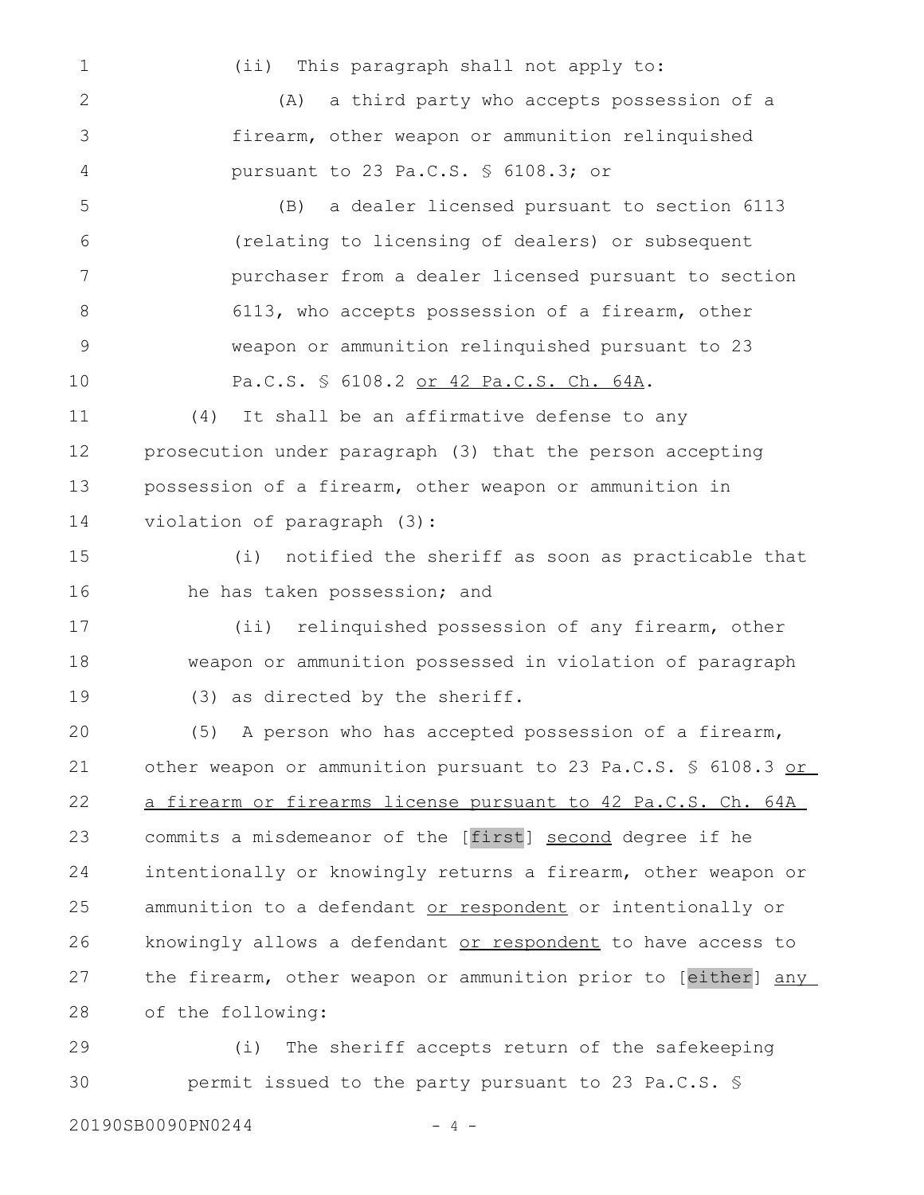(ii) This paragraph shall not apply to:

(A) a third party who accepts possession of a firearm, other weapon or ammunition relinquished pursuant to 23 Pa.C.S. § 6108.3; or

(B) a dealer licensed pursuant to section 6113 (relating to licensing of dealers) or subsequent purchaser from a dealer licensed pursuant to section 6113, who accepts possession of a firearm, other weapon or ammunition relinquished pursuant to 23 Pa.C.S. § 6108.2 <u>or 42 Pa.C.S. Ch. 64A</u>.

(4) It shall be an affirmative defense to any prosecution under paragraph (3) that the person accepting possession of a firearm, other weapon or ammunition in violation of paragraph (3):

(i) notified the sheriff as soon as practicable that he has taken possession; and

(ii) relinquished possession of any firearm, other weapon or ammunition possessed in violation of paragraph (3) as directed by the sheriff.

(5) A person who has accepted possession of a firearm, other weapon or ammunition pursuant to 23 Pa.C.S. § 6108.3 <u>or a firearm or firearms license pursuant to 42 Pa.C.S. Ch. 64A</u> commits a misdemeanor of the [first] <u>second</u> degree if he intentionally or knowingly returns a firearm, other weapon or ammunition to a defendant <u>or respondent</u> or intentionally or knowingly allows a defendant <u>or respondent</u> to have access to the firearm, other weapon or ammunition prior to [either] <u>any</u> of the following:

(i) The sheriff accepts return of the safekeeping permit issued to the party pursuant to 23 Pa.C.S. §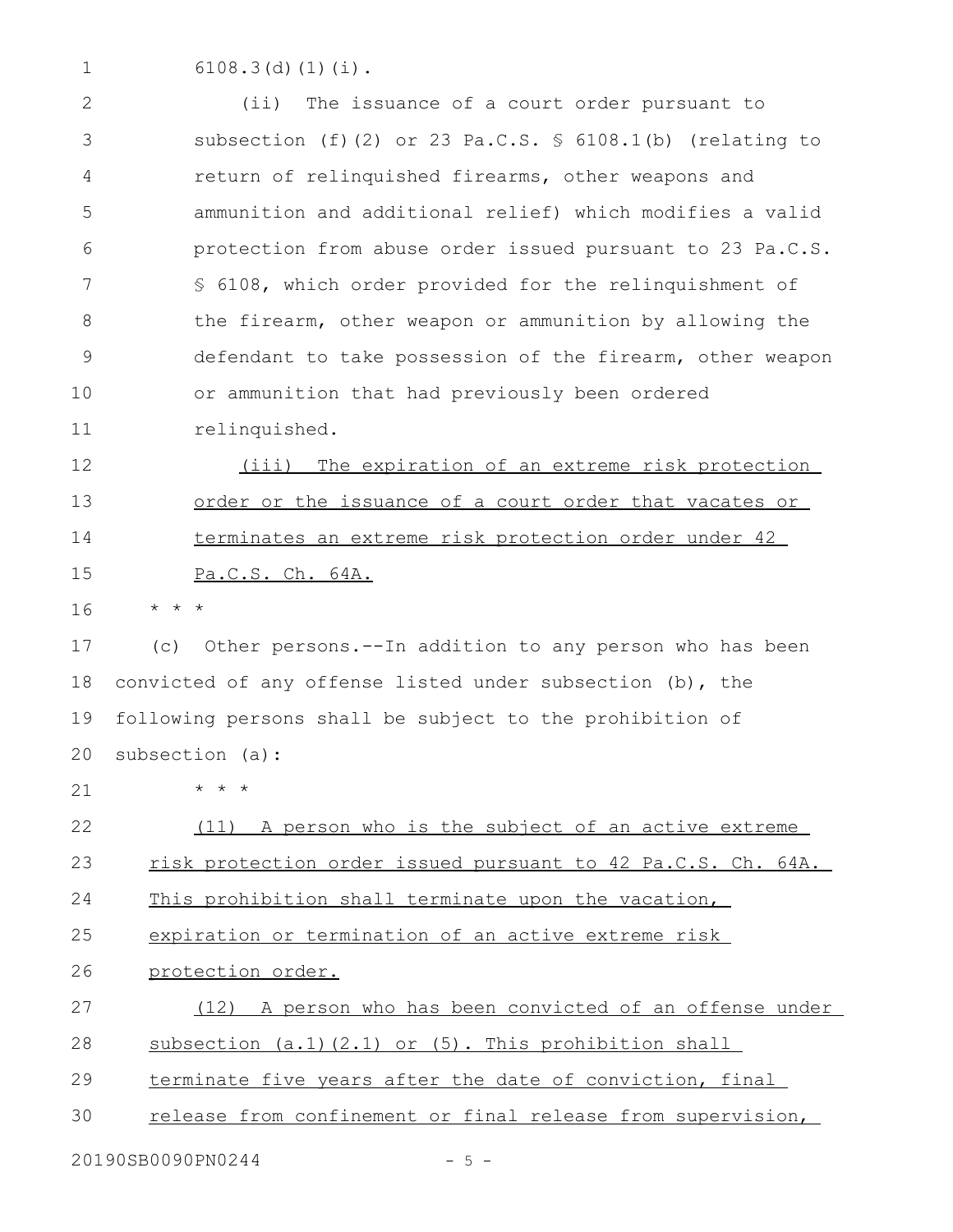6108.3(d)(1)(i).

(ii) The issuance of a court order pursuant to subsection (f)(2) or 23 Pa.C.S. § 6108.1(b) (relating to return of relinquished firearms, other weapons and ammunition and additional relief) which modifies a valid protection from abuse order issued pursuant to 23 Pa.C.S. § 6108, which order provided for the relinquishment of the firearm, other weapon or ammunition by allowing the defendant to take possession of the firearm, other weapon or ammunition that had previously been ordered relinquished.

<u>(iii) The expiration of an extreme risk protection order or the issuance of a court order that vacates or terminates an extreme risk protection order under 42 Pa.C.S. Ch. 64A.</u>

* * *

(c) Other persons.--In addition to any person who has been convicted of any offense listed under subsection (b), the following persons shall be subject to the prohibition of subsection (a):

* * *

<u>(11) A person who is the subject of an active extreme risk protection order issued pursuant to 42 Pa.C.S. Ch. 64A. This prohibition shall terminate upon the vacation, expiration or termination of an active extreme risk protection order.</u>

<u>(12) A person who has been convicted of an offense under subsection (a.1)(2.1) or (5). This prohibition shall terminate five years after the date of conviction, final release from confinement or final release from supervision,</u>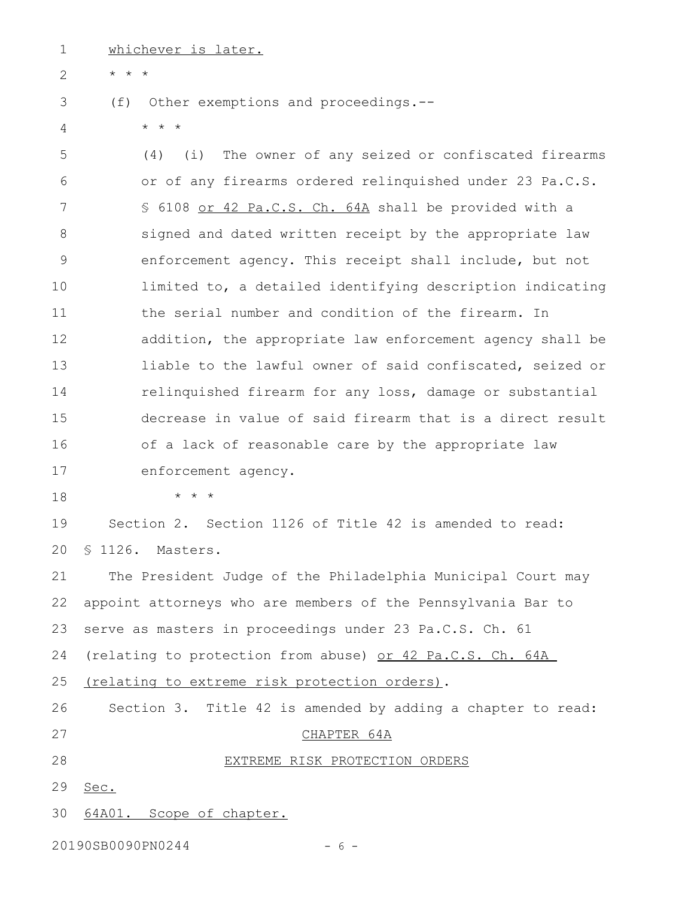whichever is later.

* * *

(f) Other exemptions and proceedings.--

* * *

(4) (i) The owner of any seized or confiscated firearms or of any firearms ordered relinquished under 23 Pa.C.S. § 6108 or 42 Pa.C.S. Ch. 64A shall be provided with a signed and dated written receipt by the appropriate law enforcement agency. This receipt shall include, but not limited to, a detailed identifying description indicating the serial number and condition of the firearm. In addition, the appropriate law enforcement agency shall be liable to the lawful owner of said confiscated, seized or relinquished firearm for any loss, damage or substantial decrease in value of said firearm that is a direct result of a lack of reasonable care by the appropriate law enforcement agency.

* * *

Section 2. Section 1126 of Title 42 is amended to read:

§ 1126. Masters.

The President Judge of the Philadelphia Municipal Court may appoint attorneys who are members of the Pennsylvania Bar to serve as masters in proceedings under 23 Pa.C.S. Ch. 61 (relating to protection from abuse) or 42 Pa.C.S. Ch. 64A (relating to extreme risk protection orders).

Section 3. Title 42 is amended by adding a chapter to read:

CHAPTER 64A

EXTREME RISK PROTECTION ORDERS

Sec.

64A01. Scope of chapter.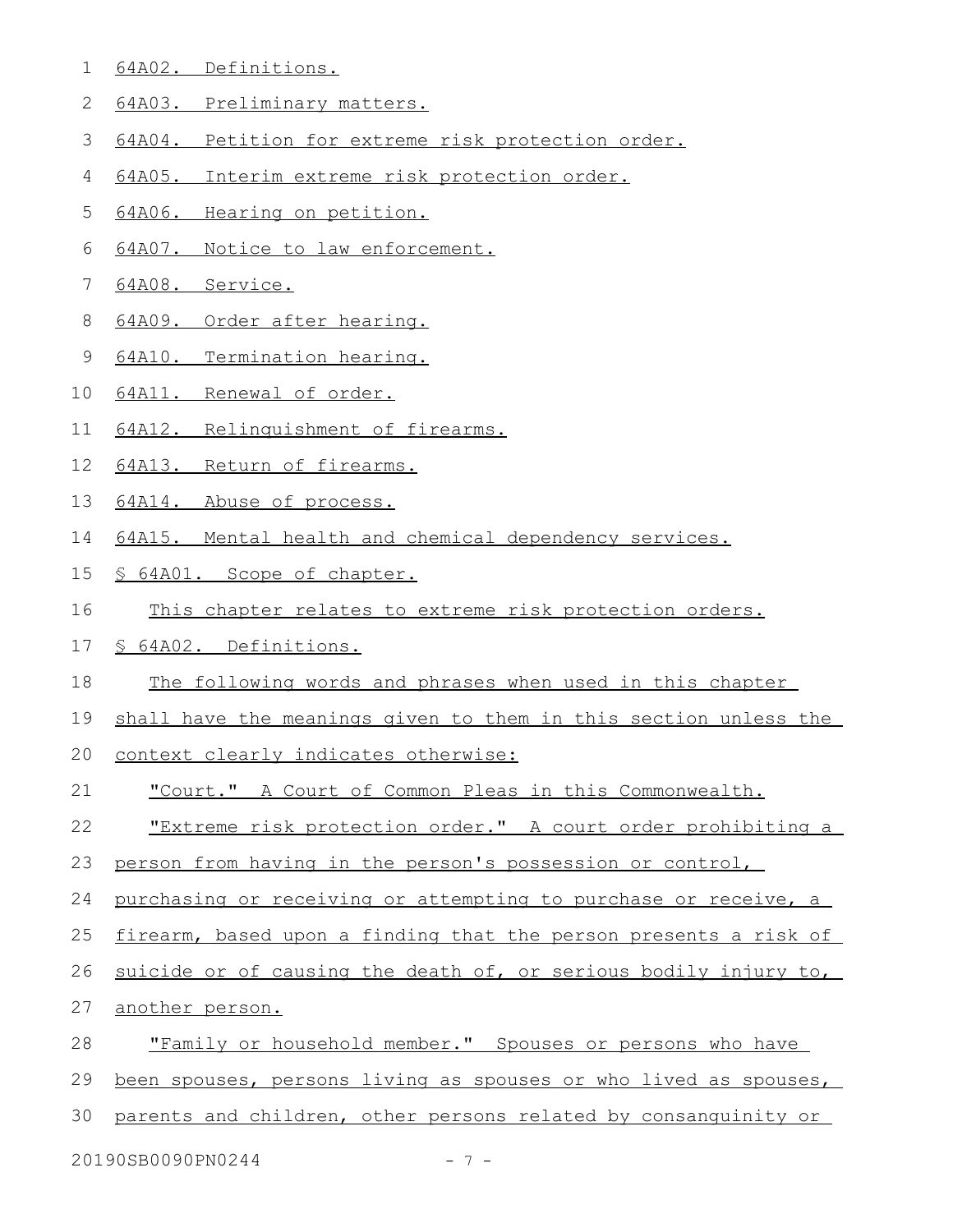64A02. Definitions.

64A03. Preliminary matters.

64A04. Petition for extreme risk protection order.

64A05. Interim extreme risk protection order.

64A06. Hearing on petition.

64A07. Notice to law enforcement.

64A08. Service.

64A09. Order after hearing.

64A10. Termination hearing.

64A11. Renewal of order.

64A12. Relinquishment of firearms.

64A13. Return of firearms.

64A14. Abuse of process.

64A15. Mental health and chemical dependency services.

§ 64A01. Scope of chapter.

This chapter relates to extreme risk protection orders.

§ 64A02. Definitions.

The following words and phrases when used in this chapter shall have the meanings given to them in this section unless the context clearly indicates otherwise:

"Court." A Court of Common Pleas in this Commonwealth.

"Extreme risk protection order." A court order prohibiting a person from having in the person's possession or control, purchasing or receiving or attempting to purchase or receive, a firearm, based upon a finding that the person presents a risk of suicide or of causing the death of, or serious bodily injury to, another person.

"Family or household member." Spouses or persons who have been spouses, persons living as spouses or who lived as spouses, parents and children, other persons related by consanguinity or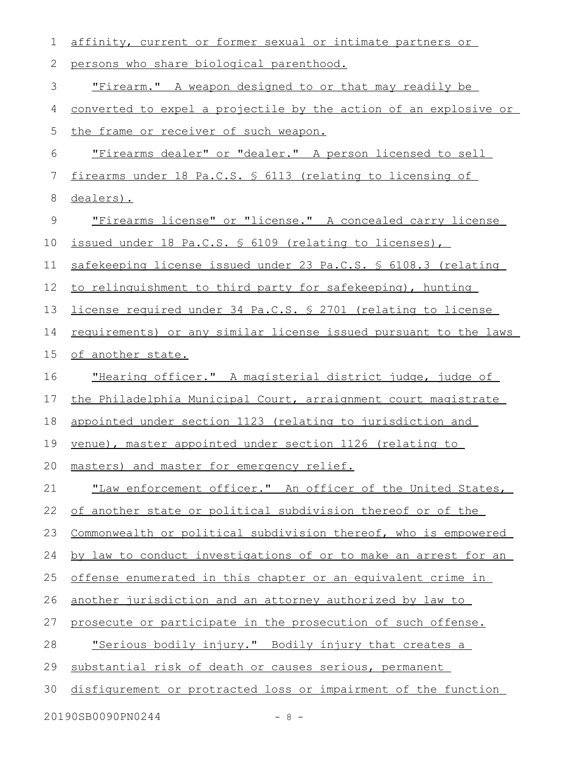affinity, current or former sexual or intimate partners or persons who share biological parenthood.

"Firearm." A weapon designed to or that may readily be converted to expel a projectile by the action of an explosive or the frame or receiver of such weapon.

"Firearms dealer" or "dealer." A person licensed to sell firearms under 18 Pa.C.S. § 6113 (relating to licensing of dealers).

"Firearms license" or "license." A concealed carry license issued under 18 Pa.C.S. § 6109 (relating to licenses), safekeeping license issued under 23 Pa.C.S. § 6108.3 (relating to relinquishment to third party for safekeeping), hunting license required under 34 Pa.C.S. § 2701 (relating to license requirements) or any similar license issued pursuant to the laws of another state.

"Hearing officer." A magisterial district judge, judge of the Philadelphia Municipal Court, arraignment court magistrate appointed under section 1123 (relating to jurisdiction and venue), master appointed under section 1126 (relating to masters) and master for emergency relief.

"Law enforcement officer." An officer of the United States, of another state or political subdivision thereof or of the Commonwealth or political subdivision thereof, who is empowered by law to conduct investigations of or to make an arrest for an offense enumerated in this chapter or an equivalent crime in another jurisdiction and an attorney authorized by law to prosecute or participate in the prosecution of such offense.

"Serious bodily injury." Bodily injury that creates a substantial risk of death or causes serious, permanent disfigurement or protracted loss or impairment of the function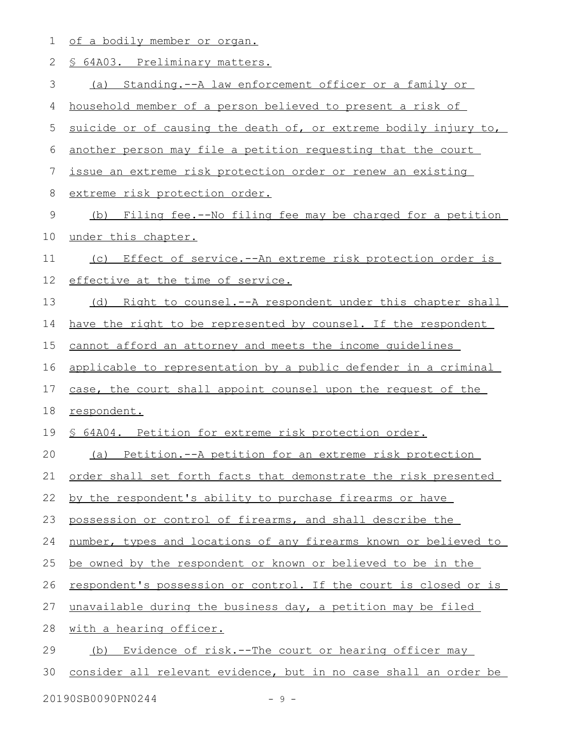of a bodily member or organ.

§ 64A03. Preliminary matters.

(a) Standing.--A law enforcement officer or a family or household member of a person believed to present a risk of suicide or of causing the death of, or extreme bodily injury to, another person may file a petition requesting that the court issue an extreme risk protection order or renew an existing extreme risk protection order.

(b) Filing fee.--No filing fee may be charged for a petition under this chapter.

(c) Effect of service.--An extreme risk protection order is effective at the time of service.

(d) Right to counsel.--A respondent under this chapter shall have the right to be represented by counsel. If the respondent cannot afford an attorney and meets the income guidelines applicable to representation by a public defender in a criminal case, the court shall appoint counsel upon the request of the respondent.

§ 64A04. Petition for extreme risk protection order.

(a) Petition.--A petition for an extreme risk protection order shall set forth facts that demonstrate the risk presented by the respondent's ability to purchase firearms or have possession or control of firearms, and shall describe the number, types and locations of any firearms known or believed to be owned by the respondent or known or believed to be in the respondent's possession or control. If the court is closed or is unavailable during the business day, a petition may be filed with a hearing officer.

(b) Evidence of risk.--The court or hearing officer may consider all relevant evidence, but in no case shall an order be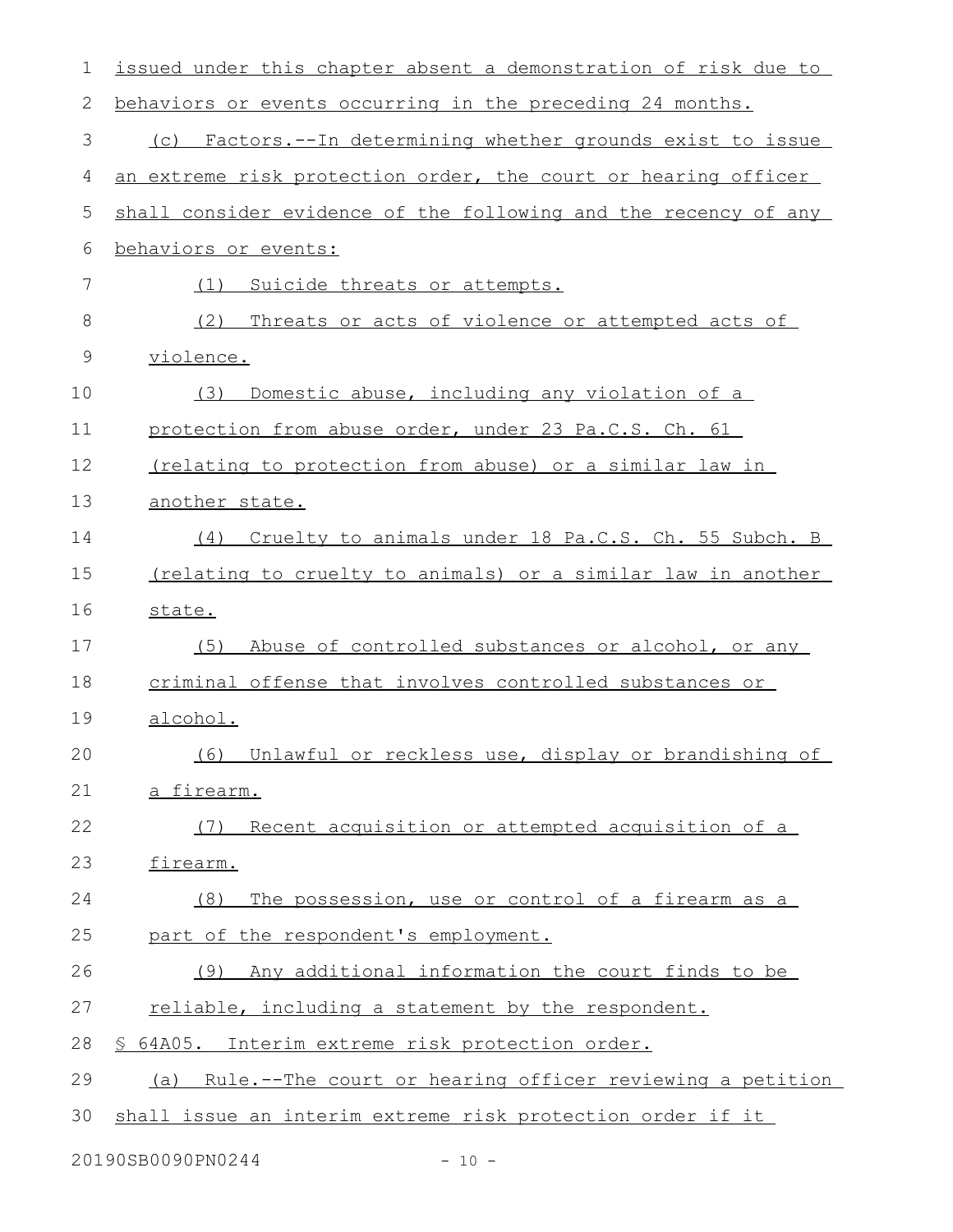issued under this chapter absent a demonstration of risk due to behaviors or events occurring in the preceding 24 months.

(c) Factors.--In determining whether grounds exist to issue an extreme risk protection order, the court or hearing officer shall consider evidence of the following and the recency of any behaviors or events:

(1) Suicide threats or attempts.

(2) Threats or acts of violence or attempted acts of violence.

(3) Domestic abuse, including any violation of a protection from abuse order, under 23 Pa.C.S. Ch. 61 (relating to protection from abuse) or a similar law in another state.

(4) Cruelty to animals under 18 Pa.C.S. Ch. 55 Subch. B (relating to cruelty to animals) or a similar law in another state.

(5) Abuse of controlled substances or alcohol, or any criminal offense that involves controlled substances or alcohol.

(6) Unlawful or reckless use, display or brandishing of a firearm.

(7) Recent acquisition or attempted acquisition of a firearm.

(8) The possession, use or control of a firearm as a part of the respondent's employment.

(9) Any additional information the court finds to be reliable, including a statement by the respondent.

§ 64A05. Interim extreme risk protection order.

(a) Rule.--The court or hearing officer reviewing a petition shall issue an interim extreme risk protection order if it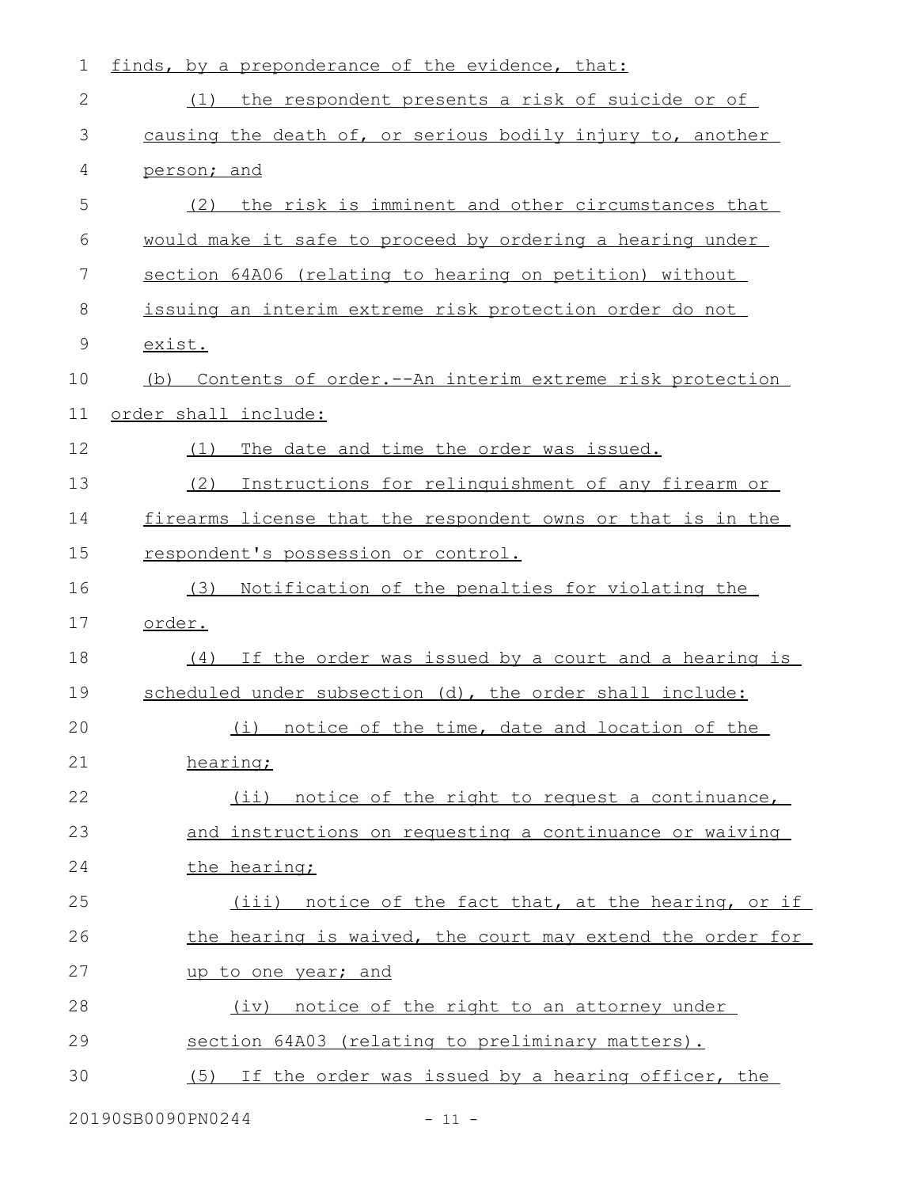finds, by a preponderance of the evidence, that:

(1) the respondent presents a risk of suicide or of causing the death of, or serious bodily injury to, another person; and

(2) the risk is imminent and other circumstances that would make it safe to proceed by ordering a hearing under section 64A06 (relating to hearing on petition) without issuing an interim extreme risk protection order do not exist.

(b) Contents of order.--An interim extreme risk protection order shall include:

(1) The date and time the order was issued.

(2) Instructions for relinquishment of any firearm or firearms license that the respondent owns or that is in the respondent's possession or control.

(3) Notification of the penalties for violating the order.

(4) If the order was issued by a court and a hearing is scheduled under subsection (d), the order shall include:

(i) notice of the time, date and location of the hearing;

(ii) notice of the right to request a continuance, and instructions on requesting a continuance or waiving the hearing;

(iii) notice of the fact that, at the hearing, or if the hearing is waived, the court may extend the order for up to one year; and

(iv) notice of the right to an attorney under section 64A03 (relating to preliminary matters).

(5) If the order was issued by a hearing officer, the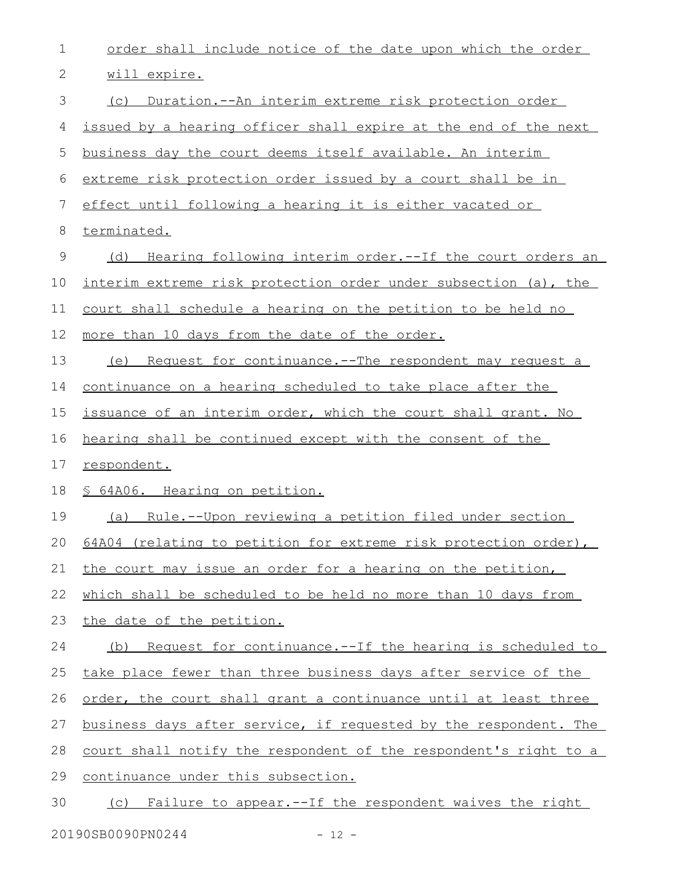order shall include notice of the date upon which the order will expire.

(c) Duration.--An interim extreme risk protection order issued by a hearing officer shall expire at the end of the next business day the court deems itself available. An interim extreme risk protection order issued by a court shall be in effect until following a hearing it is either vacated or terminated.

(d) Hearing following interim order.--If the court orders an interim extreme risk protection order under subsection (a), the court shall schedule a hearing on the petition to be held no more than 10 days from the date of the order.

(e) Request for continuance.--The respondent may request a continuance on a hearing scheduled to take place after the issuance of an interim order, which the court shall grant. No hearing shall be continued except with the consent of the respondent.

§ 64A06. Hearing on petition.

(a) Rule.--Upon reviewing a petition filed under section 64A04 (relating to petition for extreme risk protection order), the court may issue an order for a hearing on the petition, which shall be scheduled to be held no more than 10 days from the date of the petition.

(b) Request for continuance.--If the hearing is scheduled to take place fewer than three business days after service of the order, the court shall grant a continuance until at least three business days after service, if requested by the respondent. The court shall notify the respondent of the respondent's right to a continuance under this subsection.

(c) Failure to appear.--If the respondent waives the right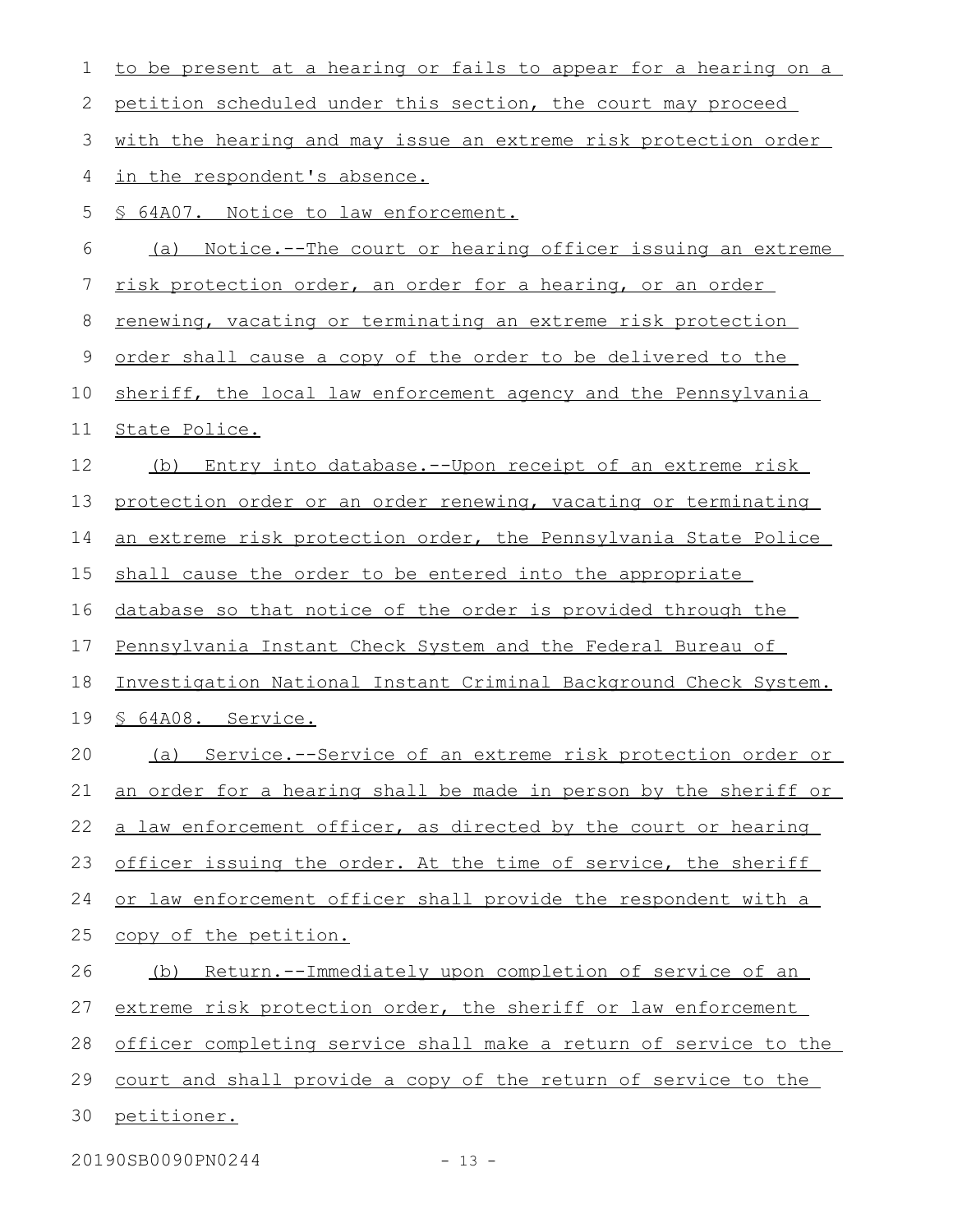to be present at a hearing or fails to appear for a hearing on a petition scheduled under this section, the court may proceed with the hearing and may issue an extreme risk protection order in the respondent's absence.

§ 64A07. Notice to law enforcement.

(a) Notice.--The court or hearing officer issuing an extreme risk protection order, an order for a hearing, or an order renewing, vacating or terminating an extreme risk protection order shall cause a copy of the order to be delivered to the sheriff, the local law enforcement agency and the Pennsylvania State Police.

(b) Entry into database.--Upon receipt of an extreme risk protection order or an order renewing, vacating or terminating an extreme risk protection order, the Pennsylvania State Police shall cause the order to be entered into the appropriate database so that notice of the order is provided through the Pennsylvania Instant Check System and the Federal Bureau of Investigation National Instant Criminal Background Check System.

§ 64A08. Service.

(a) Service.--Service of an extreme risk protection order or an order for a hearing shall be made in person by the sheriff or a law enforcement officer, as directed by the court or hearing officer issuing the order. At the time of service, the sheriff or law enforcement officer shall provide the respondent with a copy of the petition.

(b) Return.--Immediately upon completion of service of an extreme risk protection order, the sheriff or law enforcement officer completing service shall make a return of service to the court and shall provide a copy of the return of service to the petitioner.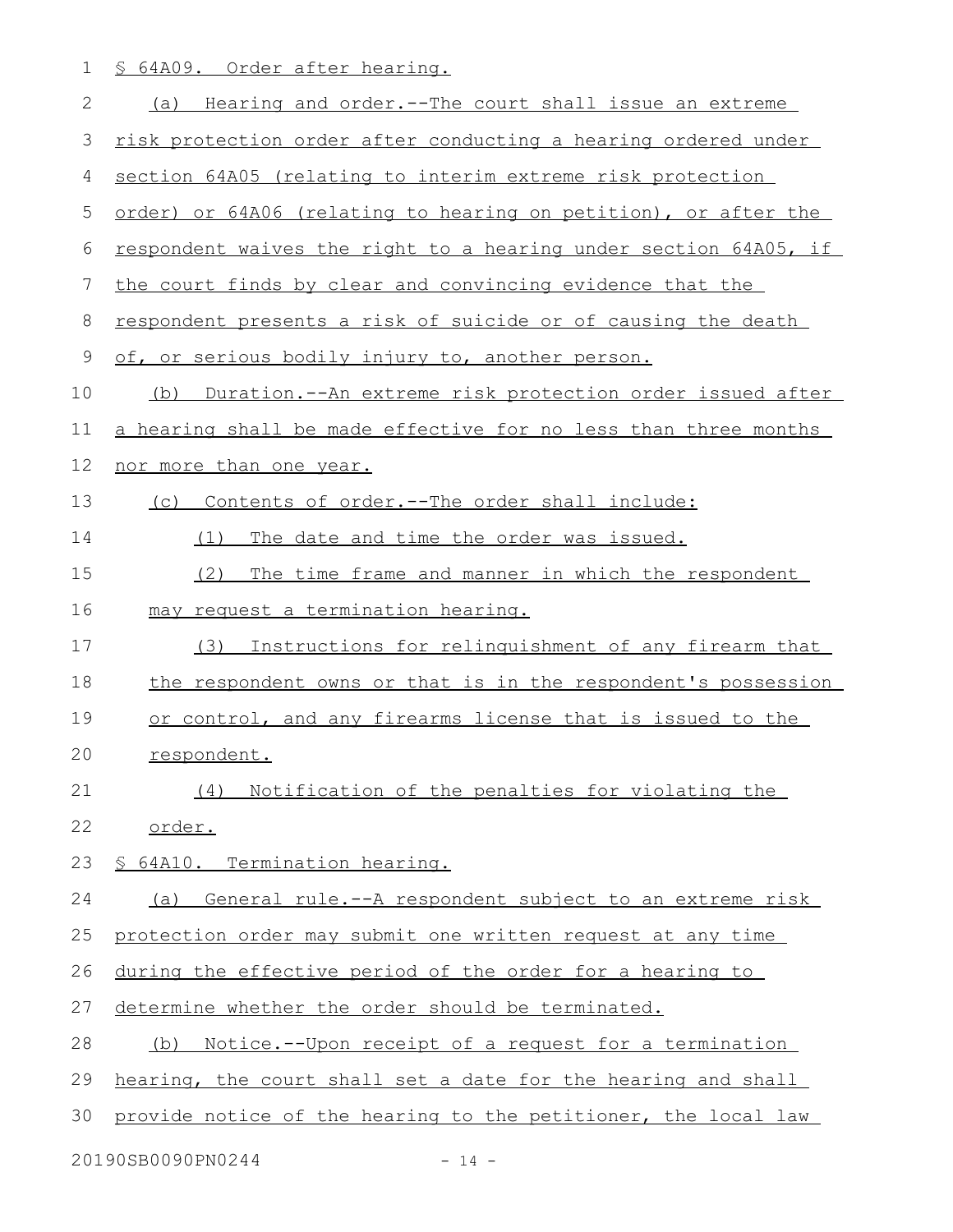§ 64A09. Order after hearing.

(a) Hearing and order.--The court shall issue an extreme risk protection order after conducting a hearing ordered under section 64A05 (relating to interim extreme risk protection order) or 64A06 (relating to hearing on petition), or after the respondent waives the right to a hearing under section 64A05, if the court finds by clear and convincing evidence that the respondent presents a risk of suicide or of causing the death of, or serious bodily injury to, another person.

(b) Duration.--An extreme risk protection order issued after a hearing shall be made effective for no less than three months nor more than one year.

(c) Contents of order.--The order shall include:

(1) The date and time the order was issued.

(2) The time frame and manner in which the respondent may request a termination hearing.

(3) Instructions for relinquishment of any firearm that the respondent owns or that is in the respondent's possession or control, and any firearms license that is issued to the respondent.

(4) Notification of the penalties for violating the order.

§ 64A10. Termination hearing.

(a) General rule.--A respondent subject to an extreme risk protection order may submit one written request at any time during the effective period of the order for a hearing to determine whether the order should be terminated.

(b) Notice.--Upon receipt of a request for a termination hearing, the court shall set a date for the hearing and shall provide notice of the hearing to the petitioner, the local law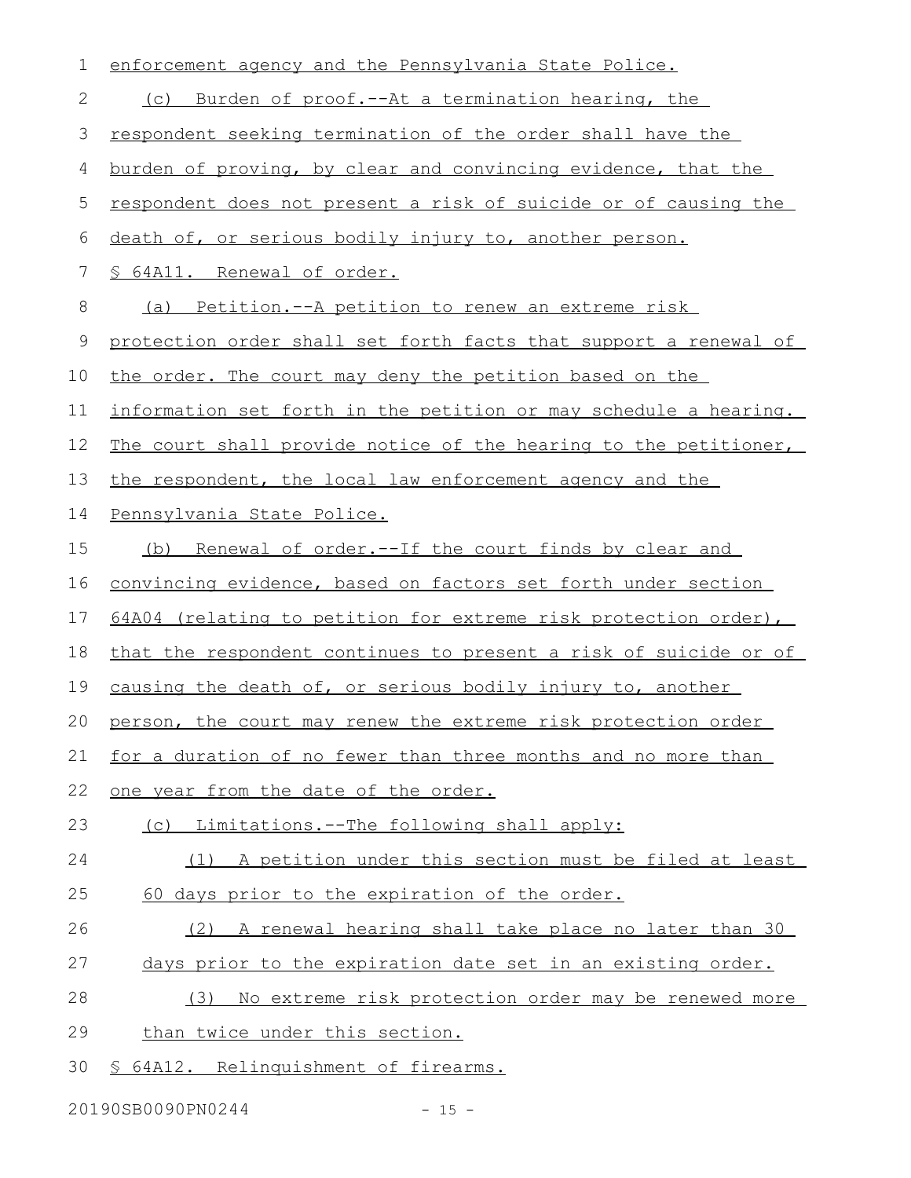enforcement agency and the Pennsylvania State Police.

(c) Burden of proof.--At a termination hearing, the respondent seeking termination of the order shall have the burden of proving, by clear and convincing evidence, that the respondent does not present a risk of suicide or of causing the death of, or serious bodily injury to, another person.

§ 64A11. Renewal of order.

(a) Petition.--A petition to renew an extreme risk protection order shall set forth facts that support a renewal of the order. The court may deny the petition based on the information set forth in the petition or may schedule a hearing. The court shall provide notice of the hearing to the petitioner, the respondent, the local law enforcement agency and the Pennsylvania State Police.

(b) Renewal of order.--If the court finds by clear and convincing evidence, based on factors set forth under section 64A04 (relating to petition for extreme risk protection order), that the respondent continues to present a risk of suicide or of causing the death of, or serious bodily injury to, another person, the court may renew the extreme risk protection order for a duration of no fewer than three months and no more than one year from the date of the order.

(c) Limitations.--The following shall apply:

(1) A petition under this section must be filed at least 60 days prior to the expiration of the order.

(2) A renewal hearing shall take place no later than 30 days prior to the expiration date set in an existing order.

(3) No extreme risk protection order may be renewed more than twice under this section.

§ 64A12. Relinquishment of firearms.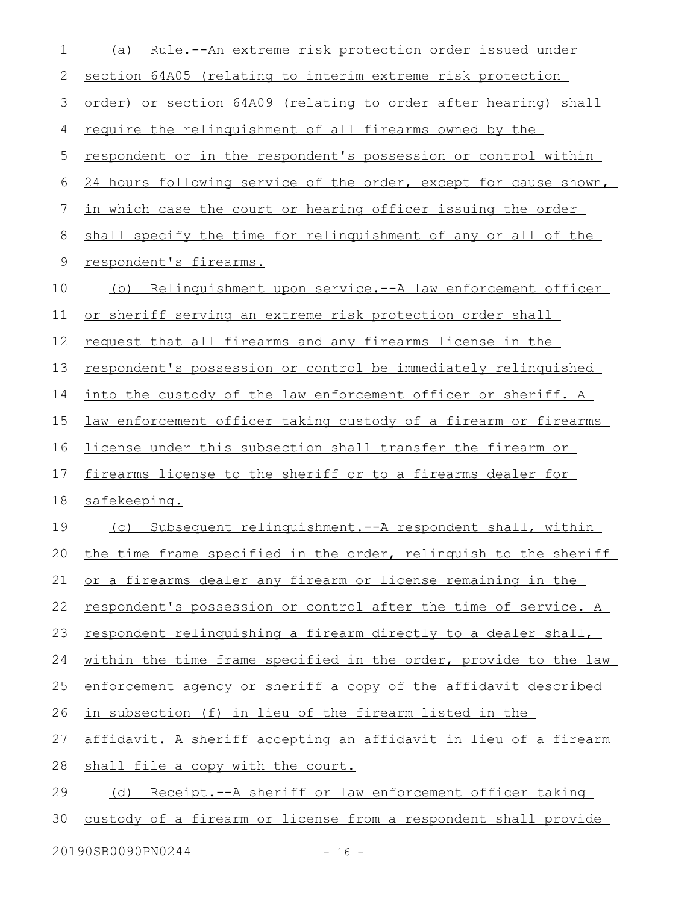(a) Rule.--An extreme risk protection order issued under section 64A05 (relating to interim extreme risk protection order) or section 64A09 (relating to order after hearing) shall require the relinquishment of all firearms owned by the respondent or in the respondent's possession or control within 24 hours following service of the order, except for cause shown, in which case the court or hearing officer issuing the order shall specify the time for relinquishment of any or all of the respondent's firearms.

(b) Relinquishment upon service.--A law enforcement officer or sheriff serving an extreme risk protection order shall request that all firearms and any firearms license in the respondent's possession or control be immediately relinquished into the custody of the law enforcement officer or sheriff. A law enforcement officer taking custody of a firearm or firearms license under this subsection shall transfer the firearm or firearms license to the sheriff or to a firearms dealer for safekeeping.

(c) Subsequent relinquishment.--A respondent shall, within the time frame specified in the order, relinquish to the sheriff or a firearms dealer any firearm or license remaining in the respondent's possession or control after the time of service. A respondent relinquishing a firearm directly to a dealer shall, within the time frame specified in the order, provide to the law enforcement agency or sheriff a copy of the affidavit described in subsection (f) in lieu of the firearm listed in the affidavit. A sheriff accepting an affidavit in lieu of a firearm shall file a copy with the court.

(d) Receipt.--A sheriff or law enforcement officer taking custody of a firearm or license from a respondent shall provide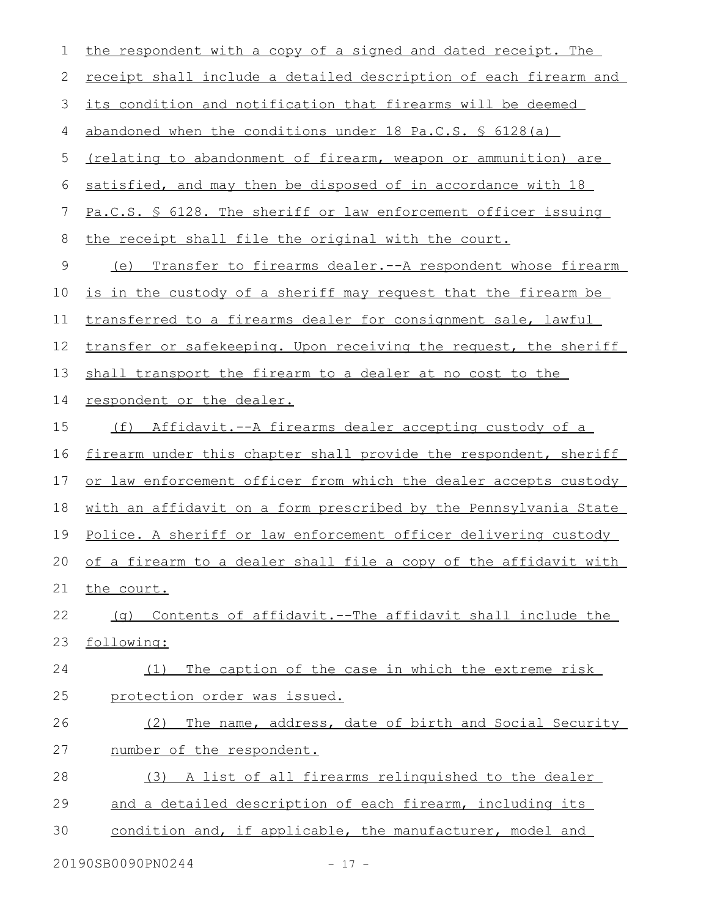the respondent with a copy of a signed and dated receipt. The receipt shall include a detailed description of each firearm and its condition and notification that firearms will be deemed abandoned when the conditions under 18 Pa.C.S. § 6128(a) (relating to abandonment of firearm, weapon or ammunition) are satisfied, and may then be disposed of in accordance with 18 Pa.C.S. § 6128. The sheriff or law enforcement officer issuing the receipt shall file the original with the court.

(e) Transfer to firearms dealer.--A respondent whose firearm is in the custody of a sheriff may request that the firearm be transferred to a firearms dealer for consignment sale, lawful transfer or safekeeping. Upon receiving the request, the sheriff shall transport the firearm to a dealer at no cost to the respondent or the dealer.

(f) Affidavit.--A firearms dealer accepting custody of a firearm under this chapter shall provide the respondent, sheriff or law enforcement officer from which the dealer accepts custody with an affidavit on a form prescribed by the Pennsylvania State Police. A sheriff or law enforcement officer delivering custody of a firearm to a dealer shall file a copy of the affidavit with the court.

(g) Contents of affidavit.--The affidavit shall include the following:

(1) The caption of the case in which the extreme risk protection order was issued.

(2) The name, address, date of birth and Social Security number of the respondent.

(3) A list of all firearms relinquished to the dealer and a detailed description of each firearm, including its condition and, if applicable, the manufacturer, model and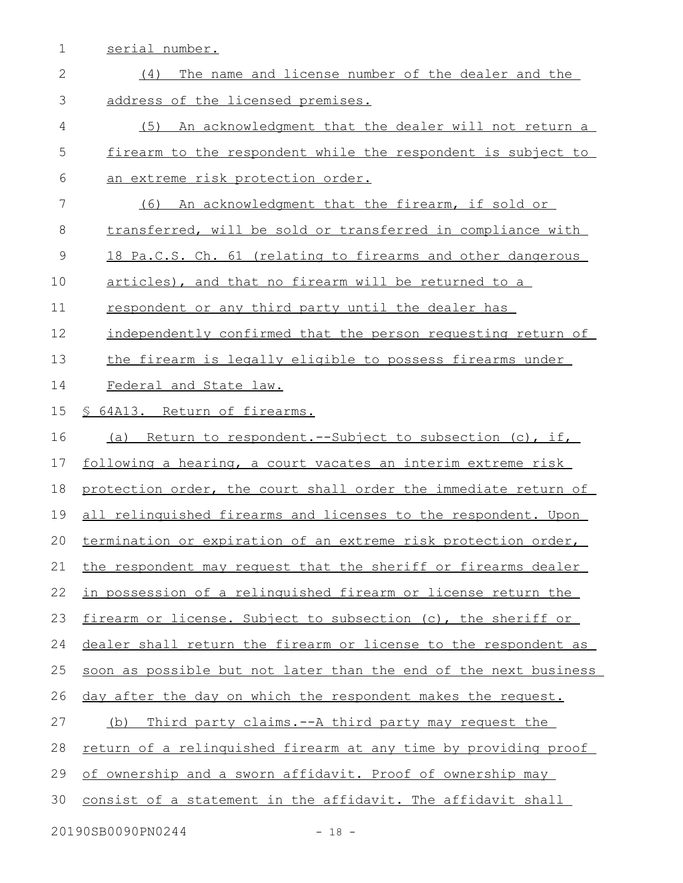serial number.

(4) The name and license number of the dealer and the address of the licensed premises.

(5) An acknowledgment that the dealer will not return a firearm to the respondent while the respondent is subject to an extreme risk protection order.

(6) An acknowledgment that the firearm, if sold or transferred, will be sold or transferred in compliance with 18 Pa.C.S. Ch. 61 (relating to firearms and other dangerous articles), and that no firearm will be returned to a respondent or any third party until the dealer has independently confirmed that the person requesting return of the firearm is legally eligible to possess firearms under Federal and State law.

§ 64A13. Return of firearms.

(a) Return to respondent.--Subject to subsection (c), if, following a hearing, a court vacates an interim extreme risk protection order, the court shall order the immediate return of all relinquished firearms and licenses to the respondent. Upon termination or expiration of an extreme risk protection order, the respondent may request that the sheriff or firearms dealer in possession of a relinquished firearm or license return the firearm or license. Subject to subsection (c), the sheriff or dealer shall return the firearm or license to the respondent as soon as possible but not later than the end of the next business day after the day on which the respondent makes the request.

(b) Third party claims.--A third party may request the return of a relinquished firearm at any time by providing proof of ownership and a sworn affidavit. Proof of ownership may consist of a statement in the affidavit. The affidavit shall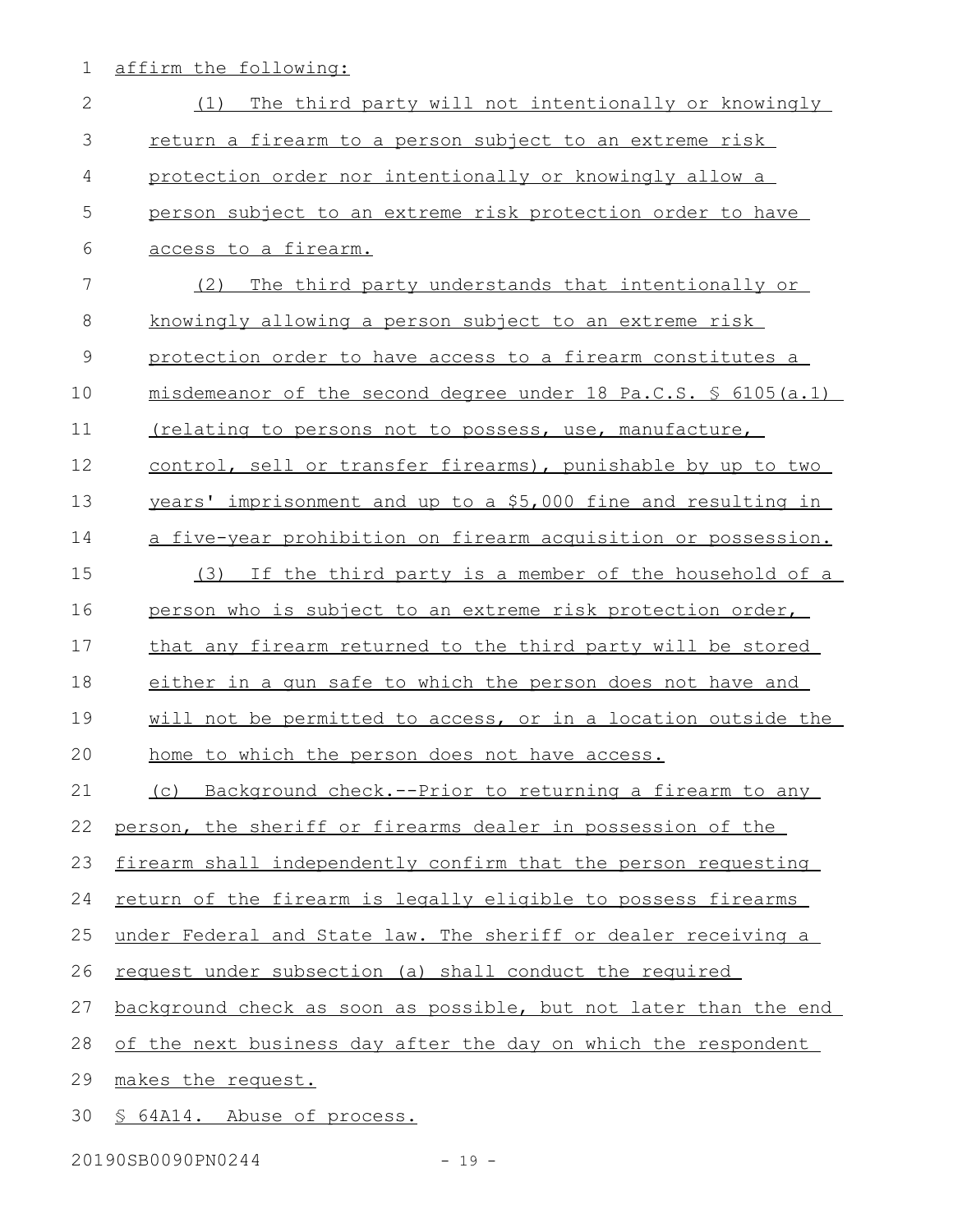affirm the following:

(1) The third party will not intentionally or knowingly return a firearm to a person subject to an extreme risk protection order nor intentionally or knowingly allow a person subject to an extreme risk protection order to have access to a firearm.

(2) The third party understands that intentionally or knowingly allowing a person subject to an extreme risk protection order to have access to a firearm constitutes a misdemeanor of the second degree under 18 Pa.C.S. § 6105(a.1) (relating to persons not to possess, use, manufacture, control, sell or transfer firearms), punishable by up to two years' imprisonment and up to a $5,000 fine and resulting in a five-year prohibition on firearm acquisition or possession.

(3) If the third party is a member of the household of a person who is subject to an extreme risk protection order, that any firearm returned to the third party will be stored either in a gun safe to which the person does not have and will not be permitted to access, or in a location outside the home to which the person does not have access.

(c) Background check.--Prior to returning a firearm to any person, the sheriff or firearms dealer in possession of the firearm shall independently confirm that the person requesting return of the firearm is legally eligible to possess firearms under Federal and State law. The sheriff or dealer receiving a request under subsection (a) shall conduct the required background check as soon as possible, but not later than the end of the next business day after the day on which the respondent makes the request.

§ 64A14. Abuse of process.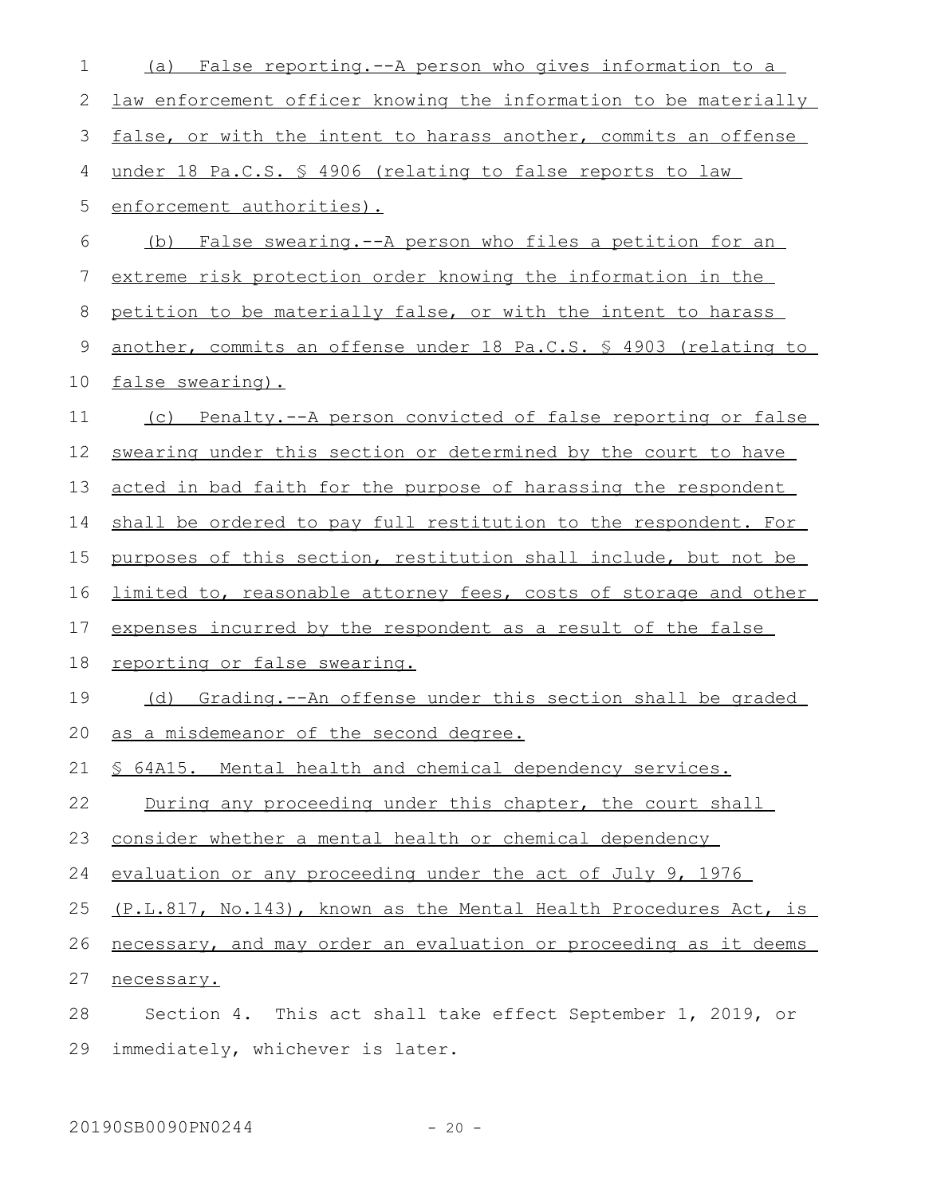(a) False reporting.--A person who gives information to a law enforcement officer knowing the information to be materially false, or with the intent to harass another, commits an offense under 18 Pa.C.S. § 4906 (relating to false reports to law enforcement authorities).

(b) False swearing.--A person who files a petition for an extreme risk protection order knowing the information in the petition to be materially false, or with the intent to harass another, commits an offense under 18 Pa.C.S. § 4903 (relating to false swearing).

(c) Penalty.--A person convicted of false reporting or false swearing under this section or determined by the court to have acted in bad faith for the purpose of harassing the respondent shall be ordered to pay full restitution to the respondent. For purposes of this section, restitution shall include, but not be limited to, reasonable attorney fees, costs of storage and other expenses incurred by the respondent as a result of the false reporting or false swearing.

(d) Grading.--An offense under this section shall be graded as a misdemeanor of the second degree.

§ 64A15. Mental health and chemical dependency services.

During any proceeding under this chapter, the court shall consider whether a mental health or chemical dependency evaluation or any proceeding under the act of July 9, 1976 (P.L.817, No.143), known as the Mental Health Procedures Act, is necessary, and may order an evaluation or proceeding as it deems necessary.

Section 4. This act shall take effect September 1, 2019, or immediately, whichever is later.